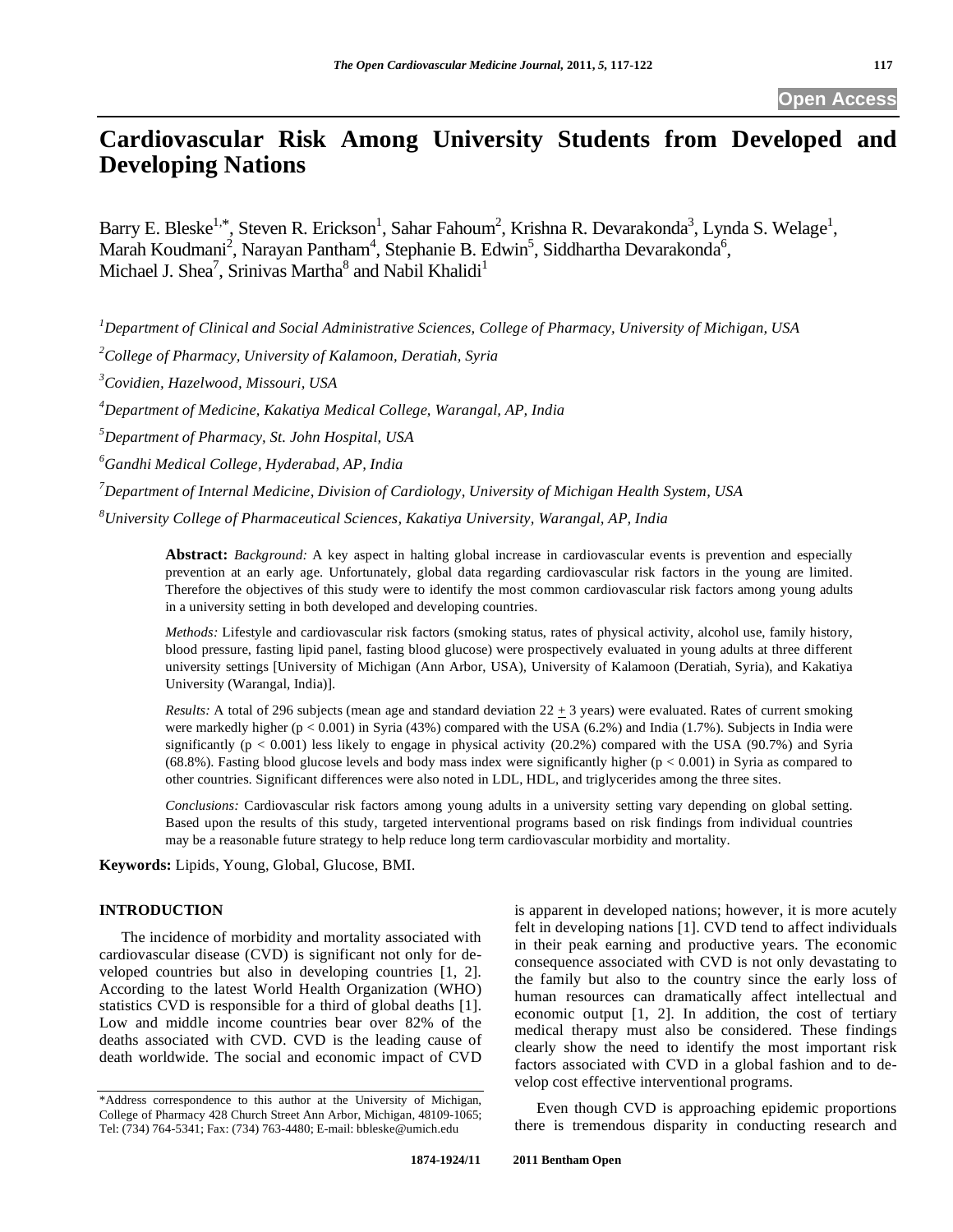Open Access

# Cardiovascular Risk Among University Students from Developed and Developing Nations

Barry E. Bleske[1,*], Steven R. Erickson[1], Sahar Fahoum[2], Krishna R. Devarakonda[3], Lynda S. Welage[1], Marah Koudmani[2], Narayan Pantham[4], Stephanie B. Edwin[5], Siddhartha Devarakonda[6], Michael J. Shea[7], Srinivas Martha[8] and Nabil Khalidi[1]

[1]*Department of Clinical and Social Administrative Sciences, College of Pharmacy, University of Michigan, USA*

[2]*College of Pharmacy, University of Kalamoon, Deratiah, Syria*

[3]*Covidien, Hazelwood, Missouri, USA*

[4]*Department of Medicine, Kakatiya Medical College, Warangal, AP, India*

[5]*Department of Pharmacy, St. John Hospital, USA*

[6]*Gandhi Medical College, Hyderabad, AP, India*

[7]*Department of Internal Medicine, Division of Cardiology, University of Michigan Health System, USA*

[8]*University College of Pharmaceutical Sciences, Kakatiya University, Warangal, AP, India*

**Abstract:** *Background:* A key aspect in halting global increase in cardiovascular events is prevention and especially prevention at an early age. Unfortunately, global data regarding cardiovascular risk factors in the young are limited. Therefore the objectives of this study were to identify the most common cardiovascular risk factors among young adults in a university setting in both developed and developing countries.

*Methods:* Lifestyle and cardiovascular risk factors (smoking status, rates of physical activity, alcohol use, family history, blood pressure, fasting lipid panel, fasting blood glucose) were prospectively evaluated in young adults at three different university settings [University of Michigan (Ann Arbor, USA), University of Kalamoon (Deratiah, Syria), and Kakatiya University (Warangal, India)].

*Results:* A total of 296 subjects (mean age and standard deviation 22 $\pm$ 3 years) were evaluated. Rates of current smoking were markedly higher ($p < 0.001$) in Syria (43%) compared with the USA (6.2%) and India (1.7%). Subjects in India were significantly ($p < 0.001$) less likely to engage in physical activity (20.2%) compared with the USA (90.7%) and Syria (68.8%). Fasting blood glucose levels and body mass index were significantly higher ($p < 0.001$) in Syria as compared to other countries. Significant differences were also noted in LDL, HDL, and triglycerides among the three sites.

*Conclusions:* Cardiovascular risk factors among young adults in a university setting vary depending on global setting. Based upon the results of this study, targeted interventional programs based on risk findings from individual countries may be a reasonable future strategy to help reduce long term cardiovascular morbidity and mortality.

**Keywords:** Lipids, Young, Global, Glucose, BMI.

## INTRODUCTION

The incidence of morbidity and mortality associated with cardiovascular disease (CVD) is significant not only for developed countries but also in developing countries [1, 2]. According to the latest World Health Organization (WHO) statistics CVD is responsible for a third of global deaths [1]. Low and middle income countries bear over 82% of the deaths associated with CVD. CVD is the leading cause of death worldwide. The social and economic impact of CVD is apparent in developed nations; however, it is more acutely felt in developing nations [1]. CVD tend to affect individuals in their peak earning and productive years. The economic consequence associated with CVD is not only devastating to the family but also to the country since the early loss of human resources can dramatically affect intellectual and economic output [1, 2]. In addition, the cost of tertiary medical therapy must also be considered. These findings clearly show the need to identify the most important risk factors associated with CVD in a global fashion and to develop cost effective interventional programs.

Even though CVD is approaching epidemic proportions there is tremendous disparity in conducting research and

*Address correspondence to this author at the University of Michigan, College of Pharmacy 428 Church Street Ann Arbor, Michigan, 48109-1065; Tel: (734) 764-5341; Fax: (734) 763-4480; E-mail: bbleske@umich.edu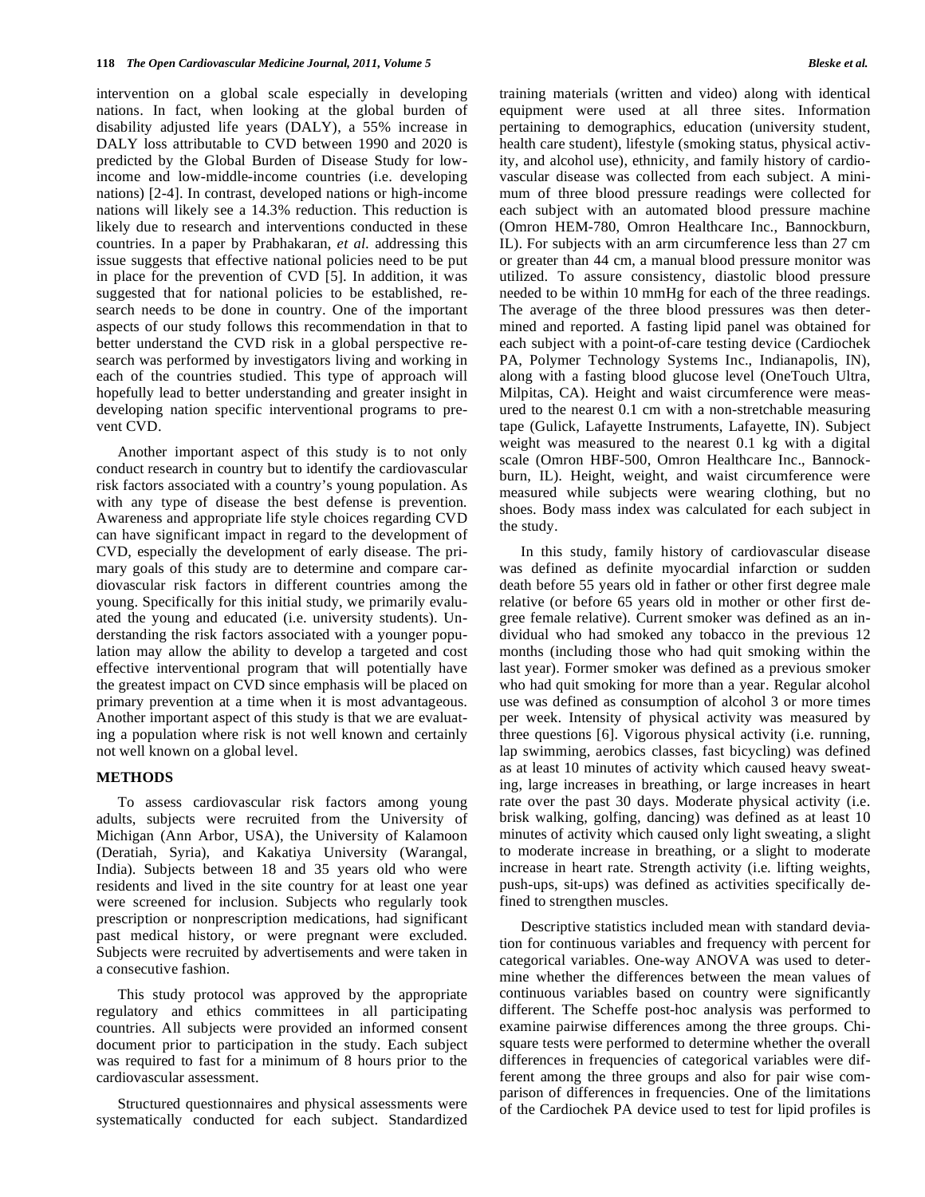intervention on a global scale especially in developing nations. In fact, when looking at the global burden of disability adjusted life years (DALY), a 55% increase in DALY loss attributable to CVD between 1990 and 2020 is predicted by the Global Burden of Disease Study for low-income and low-middle-income countries (i.e. developing nations) [2-4]. In contrast, developed nations or high-income nations will likely see a 14.3% reduction. This reduction is likely due to research and interventions conducted in these countries. In a paper by Prabhakaran, *et al.* addressing this issue suggests that effective national policies need to be put in place for the prevention of CVD [5]. In addition, it was suggested that for national policies to be established, research needs to be done in country. One of the important aspects of our study follows this recommendation in that to better understand the CVD risk in a global perspective research was performed by investigators living and working in each of the countries studied. This type of approach will hopefully lead to better understanding and greater insight in developing nation specific interventional programs to prevent CVD.

Another important aspect of this study is to not only conduct research in country but to identify the cardiovascular risk factors associated with a country's young population. As with any type of disease the best defense is prevention. Awareness and appropriate life style choices regarding CVD can have significant impact in regard to the development of CVD, especially the development of early disease. The primary goals of this study are to determine and compare cardiovascular risk factors in different countries among the young. Specifically for this initial study, we primarily evaluated the young and educated (i.e. university students). Understanding the risk factors associated with a younger population may allow the ability to develop a targeted and cost effective interventional program that will potentially have the greatest impact on CVD since emphasis will be placed on primary prevention at a time when it is most advantageous. Another important aspect of this study is that we are evaluating a population where risk is not well known and certainly not well known on a global level.

## METHODS

To assess cardiovascular risk factors among young adults, subjects were recruited from the University of Michigan (Ann Arbor, USA), the University of Kalamoon (Deratiah, Syria), and Kakatiya University (Warangal, India). Subjects between 18 and 35 years old who were residents and lived in the site country for at least one year were screened for inclusion. Subjects who regularly took prescription or nonprescription medications, had significant past medical history, or were pregnant were excluded. Subjects were recruited by advertisements and were taken in a consecutive fashion.

This study protocol was approved by the appropriate regulatory and ethics committees in all participating countries. All subjects were provided an informed consent document prior to participation in the study. Each subject was required to fast for a minimum of 8 hours prior to the cardiovascular assessment.

Structured questionnaires and physical assessments were systematically conducted for each subject. Standardized training materials (written and video) along with identical equipment were used at all three sites. Information pertaining to demographics, education (university student, health care student), lifestyle (smoking status, physical activity, and alcohol use), ethnicity, and family history of cardiovascular disease was collected from each subject. A minimum of three blood pressure readings were collected for each subject with an automated blood pressure machine (Omron HEM-780, Omron Healthcare Inc., Bannockburn, IL). For subjects with an arm circumference less than 27 cm or greater than 44 cm, a manual blood pressure monitor was utilized. To assure consistency, diastolic blood pressure needed to be within 10 mmHg for each of the three readings. The average of the three blood pressures was then determined and reported. A fasting lipid panel was obtained for each subject with a point-of-care testing device (Cardiochek PA, Polymer Technology Systems Inc., Indianapolis, IN), along with a fasting blood glucose level (OneTouch Ultra, Milpitas, CA). Height and waist circumference were measured to the nearest 0.1 cm with a non-stretchable measuring tape (Gulick, Lafayette Instruments, Lafayette, IN). Subject weight was measured to the nearest 0.1 kg with a digital scale (Omron HBF-500, Omron Healthcare Inc., Bannockburn, IL). Height, weight, and waist circumference were measured while subjects were wearing clothing, but no shoes. Body mass index was calculated for each subject in the study.

In this study, family history of cardiovascular disease was defined as definite myocardial infarction or sudden death before 55 years old in father or other first degree male relative (or before 65 years old in mother or other first degree female relative). Current smoker was defined as an individual who had smoked any tobacco in the previous 12 months (including those who had quit smoking within the last year). Former smoker was defined as a previous smoker who had quit smoking for more than a year. Regular alcohol use was defined as consumption of alcohol 3 or more times per week. Intensity of physical activity was measured by three questions [6]. Vigorous physical activity (i.e. running, lap swimming, aerobics classes, fast bicycling) was defined as at least 10 minutes of activity which caused heavy sweating, large increases in breathing, or large increases in heart rate over the past 30 days. Moderate physical activity (i.e. brisk walking, golfing, dancing) was defined as at least 10 minutes of activity which caused only light sweating, a slight to moderate increase in breathing, or a slight to moderate increase in heart rate. Strength activity (i.e. lifting weights, push-ups, sit-ups) was defined as activities specifically defined to strengthen muscles.

Descriptive statistics included mean with standard deviation for continuous variables and frequency with percent for categorical variables. One-way ANOVA was used to determine whether the differences between the mean values of continuous variables based on country were significantly different. The Scheffe post-hoc analysis was performed to examine pairwise differences among the three groups. Chi-square tests were performed to determine whether the overall differences in frequencies of categorical variables were different among the three groups and also for pair wise comparison of differences in frequencies. One of the limitations of the Cardiochek PA device used to test for lipid profiles is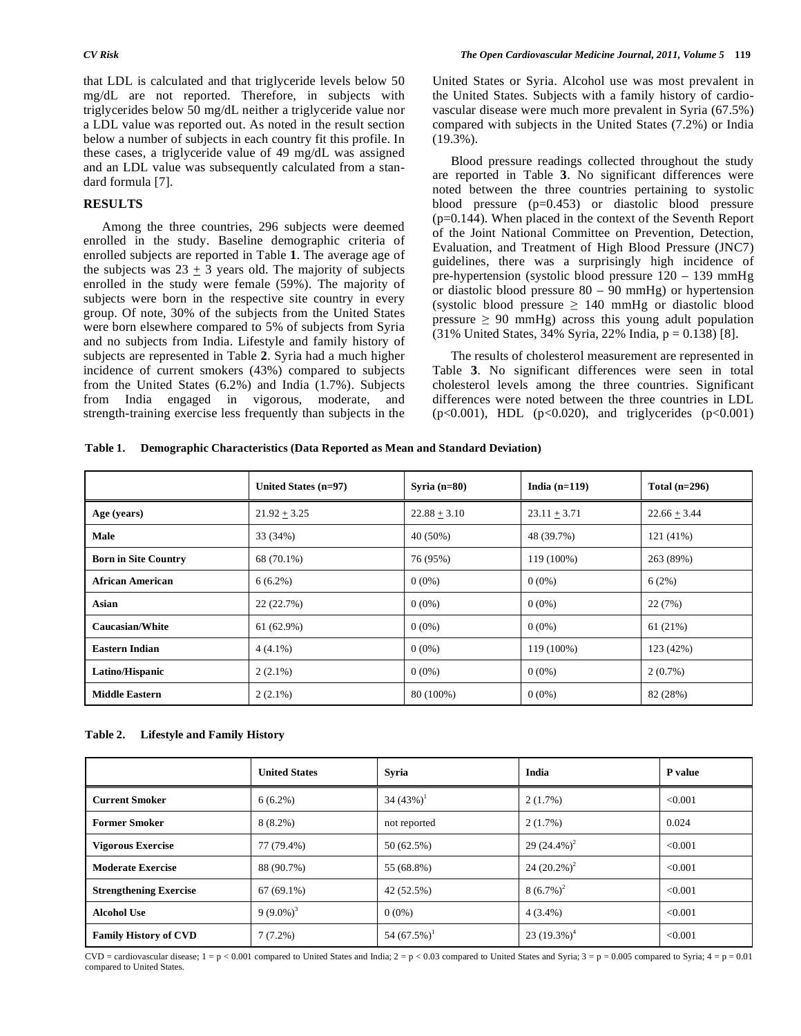that LDL is calculated and that triglyceride levels below 50 mg/dL are not reported. Therefore, in subjects with triglycerides below 50 mg/dL neither a triglyceride value nor a LDL value was reported out. As noted in the result section below a number of subjects in each country fit this profile. In these cases, a triglyceride value of 49 mg/dL was assigned and an LDL value was subsequently calculated from a standard formula [7].

## RESULTS

Among the three countries, 296 subjects were deemed enrolled in the study. Baseline demographic criteria of enrolled subjects are reported in Table **1**. The average age of the subjects was 23 $\pm$ 3 years old. The majority of subjects enrolled in the study were female (59%). The majority of subjects were born in the respective site country in every group. Of note, 30% of the subjects from the United States were born elsewhere compared to 5% of subjects from Syria and no subjects from India. Lifestyle and family history of subjects are represented in Table **2**. Syria had a much higher incidence of current smokers (43%) compared to subjects from the United States (6.2%) and India (1.7%). Subjects from India engaged in vigorous, moderate, and strength-training exercise less frequently than subjects in the United States or Syria. Alcohol use was most prevalent in the United States. Subjects with a family history of cardiovascular disease were much more prevalent in Syria (67.5%) compared with subjects in the United States (7.2%) or India (19.3%).

Blood pressure readings collected throughout the study are reported in Table **3**. No significant differences were noted between the three countries pertaining to systolic blood pressure (p=0.453) or diastolic blood pressure (p=0.144). When placed in the context of the Seventh Report of the Joint National Committee on Prevention, Detection, Evaluation, and Treatment of High Blood Pressure (JNC7) guidelines, there was a surprisingly high incidence of pre-hypertension (systolic blood pressure 120 – 139 mmHg or diastolic blood pressure 80 – 90 mmHg) or hypertension (systolic blood pressure $\geq$ 140 mmHg or diastolic blood pressure $\geq$ 90 mmHg) across this young adult population (31% United States, 34% Syria, 22% India, p = 0.138) [8].

The results of cholesterol measurement are represented in Table **3**. No significant differences were seen in total cholesterol levels among the three countries. Significant differences were noted between the three countries in LDL (p<0.001), HDL (p<0.020), and triglycerides (p<0.001)

**Table 1. Demographic Characteristics (Data Reported as Mean and Standard Deviation)**

| | United States (n=97) | Syria (n=80) | India (n=119) | Total (n=296) |
|---|---|---|---|---|
| **Age (years)** | 21.92 $\pm$ 3.25 | 22.88 $\pm$ 3.10 | 23.11 $\pm$ 3.71 | 22.66 $\pm$ 3.44 |
| **Male** | 33 (34%) | 40 (50%) | 48 (39.7%) | 121 (41%) |
| **Born in Site Country** | 68 (70.1%) | 76 (95%) | 119 (100%) | 263 (89%) |
| **African American** | 6 (6.2%) | 0 (0%) | 0 (0%) | 6 (2%) |
| **Asian** | 22 (22.7%) | 0 (0%) | 0 (0%) | 22 (7%) |
| **Caucasian/White** | 61 (62.9%) | 0 (0%) | 0 (0%) | 61 (21%) |
| **Eastern Indian** | 4 (4.1%) | 0 (0%) | 119 (100%) | 123 (42%) |
| **Latino/Hispanic** | 2 (2.1%) | 0 (0%) | 0 (0%) | 2 (0.7%) |
| **Middle Eastern** | 2 (2.1%) | 80 (100%) | 0 (0%) | 82 (28%) |

**Table 2. Lifestyle and Family History**

| | United States | Syria | India | P value |
|---|---|---|---|---|
| **Current Smoker** | 6 (6.2%) | 34 (43%)[1] | 2 (1.7%) | <0.001 |
| **Former Smoker** | 8 (8.2%) | not reported | 2 (1.7%) | 0.024 |
| **Vigorous Exercise** | 77 (79.4%) | 50 (62.5%) | 29 (24.4%)[2] | <0.001 |
| **Moderate Exercise** | 88 (90.7%) | 55 (68.8%) | 24 (20.2%)[2] | <0.001 |
| **Strengthening Exercise** | 67 (69.1%) | 42 (52.5%) | 8 (6.7%)[2] | <0.001 |
| **Alcohol Use** | 9 (9.0%)[3] | 0 (0%) | 4 (3.4%) | <0.001 |
| **Family History of CVD** | 7 (7.2%) | 54 (67.5%)[1] | 23 (19.3%)[4] | <0.001 |

CVD = cardiovascular disease; 1 = p < 0.001 compared to United States and India; 2 = p < 0.03 compared to United States and Syria; 3 = p = 0.005 compared to Syria; 4 = p = 0.01 compared to United States.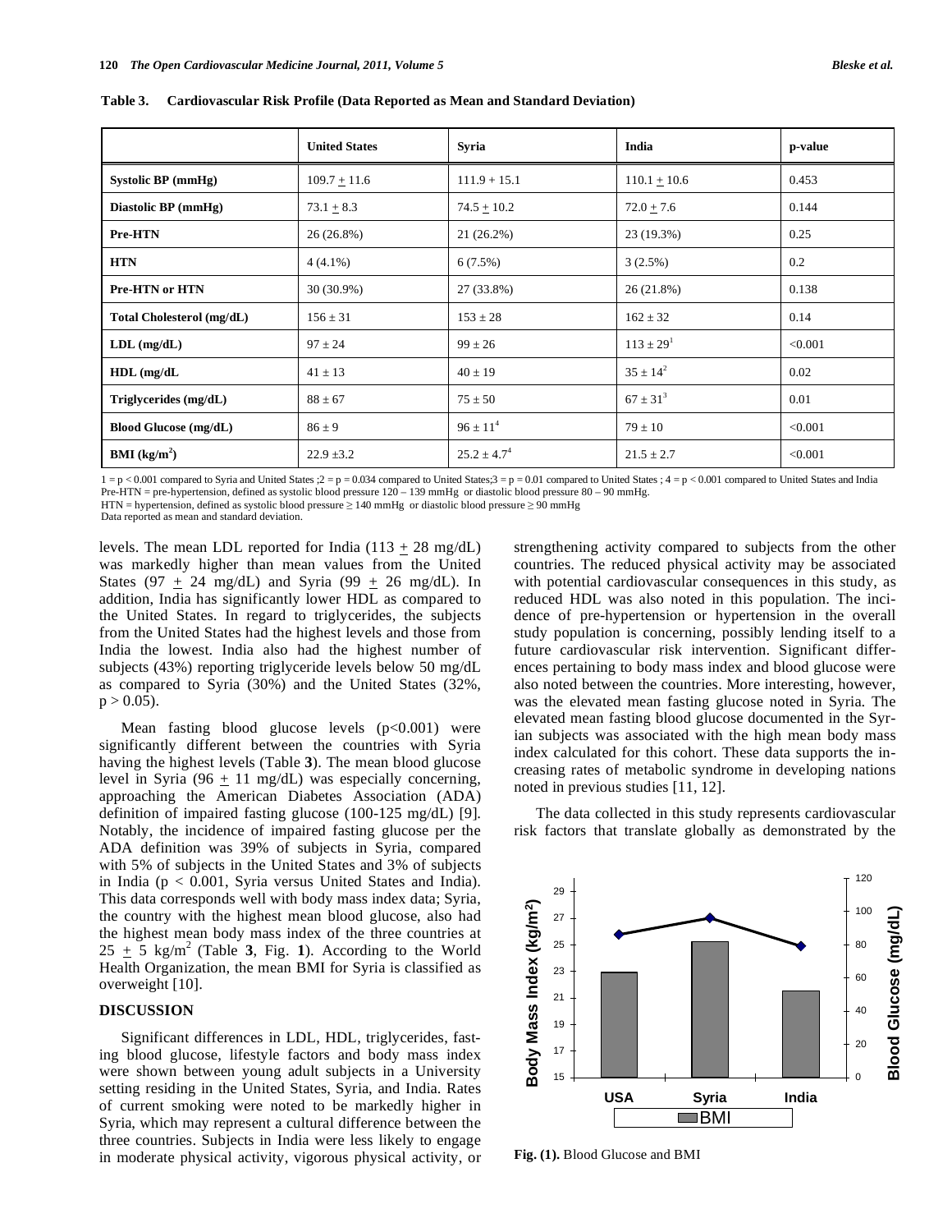**Table 3. Cardiovascular Risk Profile (Data Reported as Mean and Standard Deviation)**

| | United States | Syria | India | p-value |
|---|---|---|---|---|
| **Systolic BP (mmHg)** | 109.7 ± 11.6 | 111.9 + 15.1 | 110.1 ± 10.6 | 0.453 |
| **Diastolic BP (mmHg)** | 73.1 ± 8.3 | 74.5 ± 10.2 | 72.0 ± 7.6 | 0.144 |
| **Pre-HTN** | 26 (26.8%) | 21 (26.2%) | 23 (19.3%) | 0.25 |
| **HTN** | 4 (4.1%) | 6 (7.5%) | 3 (2.5%) | 0.2 |
| **Pre-HTN or HTN** | 30 (30.9%) | 27 (33.8%) | 26 (21.8%) | 0.138 |
| **Total Cholesterol (mg/dL)** | 156 ± 31 | 153 ± 28 | 162 ± 32 | 0.14 |
| **LDL (mg/dL)** | 97 ± 24 | 99 ± 26 | 113 ± 29[1] | <0.001 |
| **HDL (mg/dL** | 41 ± 13 | 40 ± 19 | 35 ± 14[2] | 0.02 |
| **Triglycerides (mg/dL)** | 88 ± 67 | 75 ± 50 | 67 ± 31[3] | 0.01 |
| **Blood Glucose (mg/dL)** | 86 ± 9 | 96 ± 11[4] | 79 ± 10 | <0.001 |
| **BMI (kg/m$^2$)** | 22.9 ±3.2 | 25.2 ± 4.7[4] | 21.5 ± 2.7 | <0.001 |

1 = p < 0.001 compared to Syria and United States ;2 = p = 0.034 compared to United States;3 = p = 0.01 compared to United States ; 4 = p < 0.001 compared to United States and India
Pre-HTN = pre-hypertension, defined as systolic blood pressure 120 – 139 mmHg or diastolic blood pressure 80 – 90 mmHg.
HTN = hypertension, defined as systolic blood pressure ≥ 140 mmHg or diastolic blood pressure ≥ 90 mmHg
Data reported as mean and standard deviation.

levels. The mean LDL reported for India (113 ± 28 mg/dL) was markedly higher than mean values from the United States (97 ± 24 mg/dL) and Syria (99 ± 26 mg/dL). In addition, India has significantly lower HDL as compared to the United States. In regard to triglycerides, the subjects from the United States had the highest levels and those from India the lowest. India also had the highest number of subjects (43%) reporting triglyceride levels below 50 mg/dL as compared to Syria (30%) and the United States (32%, $p > 0.05$).

Mean fasting blood glucose levels ($p<0.001$) were significantly different between the countries with Syria having the highest levels (Table **3**). The mean blood glucose level in Syria (96 ± 11 mg/dL) was especially concerning, approaching the American Diabetes Association (ADA) definition of impaired fasting glucose (100-125 mg/dL) [9]. Notably, the incidence of impaired fasting glucose per the ADA definition was 39% of subjects in Syria, compared with 5% of subjects in the United States and 3% of subjects in India ($p < 0.001$, Syria versus United States and India). This data corresponds well with body mass index data; Syria, the country with the highest mean blood glucose, also had the highest mean body mass index of the three countries at 25 ± 5 kg/m$^2$ (Table **3**, Fig. **1**). According to the World Health Organization, the mean BMI for Syria is classified as overweight [10].

## DISCUSSION

Significant differences in LDL, HDL, triglycerides, fasting blood glucose, lifestyle factors and body mass index were shown between young adult subjects in a University setting residing in the United States, Syria, and India. Rates of current smoking were noted to be markedly higher in Syria, which may represent a cultural difference between the three countries. Subjects in India were less likely to engage in moderate physical activity, vigorous physical activity, or strengthening activity compared to subjects from the other countries. The reduced physical activity may be associated with potential cardiovascular consequences in this study, as reduced HDL was also noted in this population. The incidence of pre-hypertension or hypertension in the overall study population is concerning, possibly lending itself to a future cardiovascular risk intervention. Significant differences pertaining to body mass index and blood glucose were also noted between the countries. More interesting, however, was the elevated mean fasting glucose noted in Syria. The elevated mean fasting blood glucose documented in the Syrian subjects was associated with the high mean body mass index calculated for this cohort. These data supports the increasing rates of metabolic syndrome in developing nations noted in previous studies [11, 12].

The data collected in this study represents cardiovascular risk factors that translate globally as demonstrated by the

**Fig. (1).** Blood Glucose and BMI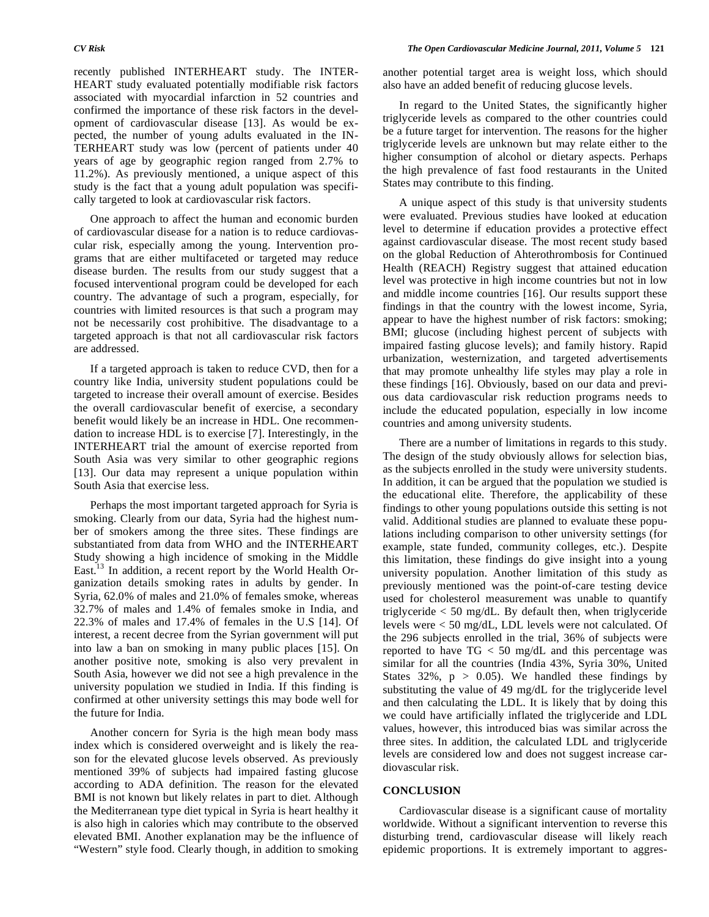recently published INTERHEART study. The INTERHEART study evaluated potentially modifiable risk factors associated with myocardial infarction in 52 countries and confirmed the importance of these risk factors in the development of cardiovascular disease [13]. As would be expected, the number of young adults evaluated in the INTERHEART study was low (percent of patients under 40 years of age by geographic region ranged from 2.7% to 11.2%). As previously mentioned, a unique aspect of this study is the fact that a young adult population was specifically targeted to look at cardiovascular risk factors.

One approach to affect the human and economic burden of cardiovascular disease for a nation is to reduce cardiovascular risk, especially among the young. Intervention programs that are either multifaceted or targeted may reduce disease burden. The results from our study suggest that a focused interventional program could be developed for each country. The advantage of such a program, especially, for countries with limited resources is that such a program may not be necessarily cost prohibitive. The disadvantage to a targeted approach is that not all cardiovascular risk factors are addressed.

If a targeted approach is taken to reduce CVD, then for a country like India, university student populations could be targeted to increase their overall amount of exercise. Besides the overall cardiovascular benefit of exercise, a secondary benefit would likely be an increase in HDL. One recommendation to increase HDL is to exercise [7]. Interestingly, in the INTERHEART trial the amount of exercise reported from South Asia was very similar to other geographic regions [13]. Our data may represent a unique population within South Asia that exercise less.

Perhaps the most important targeted approach for Syria is smoking. Clearly from our data, Syria had the highest number of smokers among the three sites. These findings are substantiated from data from WHO and the INTERHEART Study showing a high incidence of smoking in the Middle East.[13] In addition, a recent report by the World Health Organization details smoking rates in adults by gender. In Syria, 62.0% of males and 21.0% of females smoke, whereas 32.7% of males and 1.4% of females smoke in India, and 22.3% of males and 17.4% of females in the U.S [14]. Of interest, a recent decree from the Syrian government will put into law a ban on smoking in many public places [15]. On another positive note, smoking is also very prevalent in South Asia, however we did not see a high prevalence in the university population we studied in India. If this finding is confirmed at other university settings this may bode well for the future for India.

Another concern for Syria is the high mean body mass index which is considered overweight and is likely the reason for the elevated glucose levels observed. As previously mentioned 39% of subjects had impaired fasting glucose according to ADA definition. The reason for the elevated BMI is not known but likely relates in part to diet. Although the Mediterranean type diet typical in Syria is heart healthy it is also high in calories which may contribute to the observed elevated BMI. Another explanation may be the influence of "Western" style food. Clearly though, in addition to smoking another potential target area is weight loss, which should also have an added benefit of reducing glucose levels.

In regard to the United States, the significantly higher triglyceride levels as compared to the other countries could be a future target for intervention. The reasons for the higher triglyceride levels are unknown but may relate either to the higher consumption of alcohol or dietary aspects. Perhaps the high prevalence of fast food restaurants in the United States may contribute to this finding.

A unique aspect of this study is that university students were evaluated. Previous studies have looked at education level to determine if education provides a protective effect against cardiovascular disease. The most recent study based on the global Reduction of Ahterothrombosis for Continued Health (REACH) Registry suggest that attained education level was protective in high income countries but not in low and middle income countries [16]. Our results support these findings in that the country with the lowest income, Syria, appear to have the highest number of risk factors: smoking; BMI; glucose (including highest percent of subjects with impaired fasting glucose levels); and family history. Rapid urbanization, westernization, and targeted advertisements that may promote unhealthy life styles may play a role in these findings [16]. Obviously, based on our data and previous data cardiovascular risk reduction programs needs to include the educated population, especially in low income countries and among university students.

There are a number of limitations in regards to this study. The design of the study obviously allows for selection bias, as the subjects enrolled in the study were university students. In addition, it can be argued that the population we studied is the educational elite. Therefore, the applicability of these findings to other young populations outside this setting is not valid. Additional studies are planned to evaluate these populations including comparison to other university settings (for example, state funded, community colleges, etc.). Despite this limitation, these findings do give insight into a young university population. Another limitation of this study as previously mentioned was the point-of-care testing device used for cholesterol measurement was unable to quantify triglyceride < 50 mg/dL. By default then, when triglyceride levels were < 50 mg/dL, LDL levels were not calculated. Of the 296 subjects enrolled in the trial, 36% of subjects were reported to have TG < 50 mg/dL and this percentage was similar for all the countries (India 43%, Syria 30%, United States 32%, $p > 0.05$). We handled these findings by substituting the value of 49 mg/dL for the triglyceride level and then calculating the LDL. It is likely that by doing this we could have artificially inflated the triglyceride and LDL values, however, this introduced bias was similar across the three sites. In addition, the calculated LDL and triglyceride levels are considered low and does not suggest increase cardiovascular risk.

## CONCLUSION

Cardiovascular disease is a significant cause of mortality worldwide. Without a significant intervention to reverse this disturbing trend, cardiovascular disease will likely reach epidemic proportions. It is extremely important to aggres-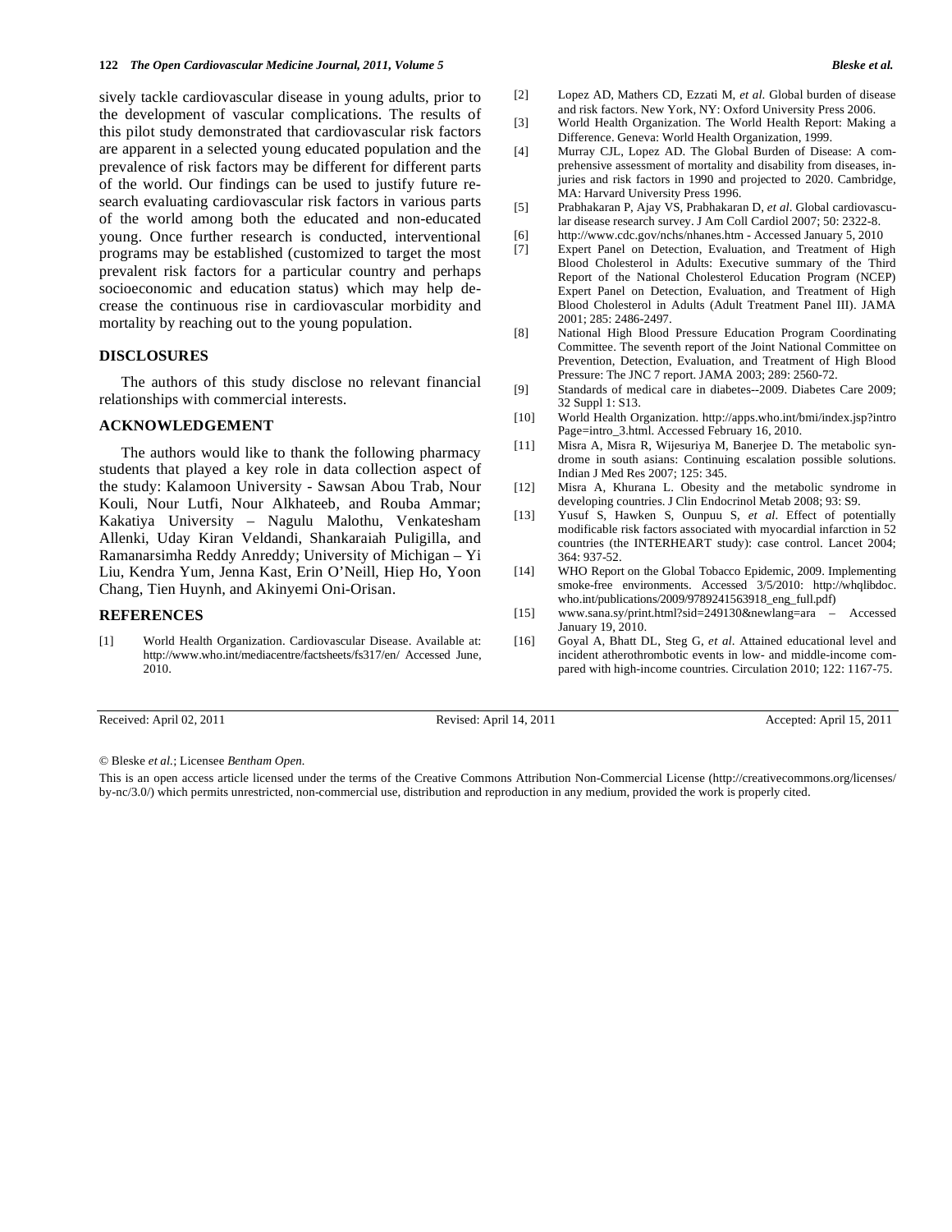sively tackle cardiovascular disease in young adults, prior to the development of vascular complications. The results of this pilot study demonstrated that cardiovascular risk factors are apparent in a selected young educated population and the prevalence of risk factors may be different for different parts of the world. Our findings can be used to justify future research evaluating cardiovascular risk factors in various parts of the world among both the educated and non-educated young. Once further research is conducted, interventional programs may be established (customized to target the most prevalent risk factors for a particular country and perhaps socioeconomic and education status) which may help decrease the continuous rise in cardiovascular morbidity and mortality by reaching out to the young population.

## DISCLOSURES

The authors of this study disclose no relevant financial relationships with commercial interests.

## ACKNOWLEDGEMENT

The authors would like to thank the following pharmacy students that played a key role in data collection aspect of the study: Kalamoon University - Sawsan Abou Trab, Nour Kouli, Nour Lutfi, Nour Alkhateeb, and Rouba Ammar; Kakatiya University – Nagulu Malothu, Venkatesham Allenki, Uday Kiran Veldandi, Shankaraiah Puligilla, and Ramanarsimha Reddy Anreddy; University of Michigan – Yi Liu, Kendra Yum, Jenna Kast, Erin O'Neill, Hiep Ho, Yoon Chang, Tien Huynh, and Akinyemi Oni-Orisan.

## REFERENCES

[1] World Health Organization. Cardiovascular Disease. Available at: http://www.who.int/mediacentre/factsheets/fs317/en/ Accessed June, 2010.

[2] Lopez AD, Mathers CD, Ezzati M, *et al*. Global burden of disease and risk factors. New York, NY: Oxford University Press 2006.

[3] World Health Organization. The World Health Report: Making a Difference. Geneva: World Health Organization, 1999.

[4] Murray CJL, Lopez AD. The Global Burden of Disease: A comprehensive assessment of mortality and disability from diseases, injuries and risk factors in 1990 and projected to 2020. Cambridge, MA: Harvard University Press 1996.

[5] Prabhakaran P, Ajay VS, Prabhakaran D, *et al*. Global cardiovascular disease research survey. J Am Coll Cardiol 2007; 50: 2322-8.

[6] http://www.cdc.gov/nchs/nhanes.htm - Accessed January 5, 2010

[7] Expert Panel on Detection, Evaluation, and Treatment of High Blood Cholesterol in Adults: Executive summary of the Third Report of the National Cholesterol Education Program (NCEP) Expert Panel on Detection, Evaluation, and Treatment of High Blood Cholesterol in Adults (Adult Treatment Panel III). JAMA 2001; 285: 2486-2497.

[8] National High Blood Pressure Education Program Coordinating Committee. The seventh report of the Joint National Committee on Prevention, Detection, Evaluation, and Treatment of High Blood Pressure: The JNC 7 report. JAMA 2003; 289: 2560-72.

[9] Standards of medical care in diabetes--2009. Diabetes Care 2009; 32 Suppl 1: S13.

[10] World Health Organization. http://apps.who.int/bmi/index.jsp?introPage=intro_3.html. Accessed February 16, 2010.

[11] Misra A, Misra R, Wijesuriya M, Banerjee D. The metabolic syndrome in south asians: Continuing escalation possible solutions. Indian J Med Res 2007; 125: 345.

[12] Misra A, Khurana L. Obesity and the metabolic syndrome in developing countries. J Clin Endocrinol Metab 2008; 93: S9.

[13] Yusuf S, Hawken S, Ounpuu S, *et al*. Effect of potentially modifiable risk factors associated with myocardial infarction in 52 countries (the INTERHEART study): case control. Lancet 2004; 364: 937-52.

[14] WHO Report on the Global Tobacco Epidemic, 2009. Implementing smoke-free environments. Accessed 3/5/2010: http://whqlibdoc.who.int/publications/2009/9789241563918_eng_full.pdf)

[15] www.sana.sy/print.html?sid=249130&newlang=ara – Accessed January 19, 2010.

[16] Goyal A, Bhatt DL, Steg G, *et al*. Attained educational level and incident atherothrombotic events in low- and middle-income compared with high-income countries. Circulation 2010; 122: 1167-75.

Received: April 02, 2011 Revised: April 14, 2011 Accepted: April 15, 2011

© Bleske *et al.*; Licensee *Bentham Open.*

This is an open access article licensed under the terms of the Creative Commons Attribution Non-Commercial License (http://creativecommons.org/licenses/by-nc/3.0/) which permits unrestricted, non-commercial use, distribution and reproduction in any medium, provided the work is properly cited.